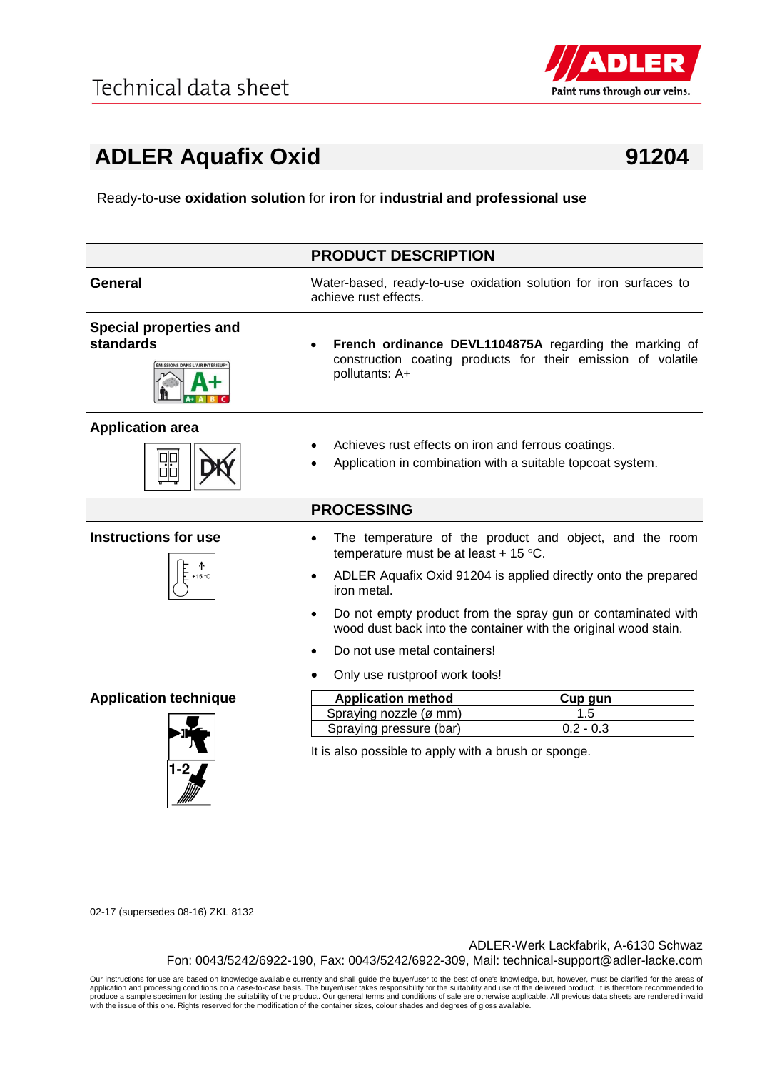Technical data sheet

# ADLER Aquafix Oxid 91204

Ready-to-use **oxidation solution** for **iron** for **industrial and professional use**

## PRODUCT DESCRIPTION

**General**

Water-based, ready-to-use oxidation solution for iron surfaces to achieve rust effects.

**Special properties and standards**

- **French ordinance DEVL1104875A** regarding the marking of construction coating products for their emission of volatile pollutants: A+

**Application area**

- Achieves rust effects on iron and ferrous coatings.
- Application in combination with a suitable topcoat system.

## PROCESSING

**Instructions for use**

- The temperature of the product and object, and the room temperature must be at least + 15 °C.
- ADLER Aquafix Oxid 91204 is applied directly onto the prepared iron metal.
- Do not empty product from the spray gun or contaminated with wood dust back into the container with the original wood stain.
- Do not use metal containers!
- Only use rustproof work tools!

**Application technique**

| Application method | Cup gun |
|---|---|
| Spraying nozzle (ø mm) | 1.5 |
| Spraying pressure (bar) | 0.2 - 0.3 |

It is also possible to apply with a brush or sponge.

02-17 (supersedes 08-16) ZKL 8132

ADLER-Werk Lackfabrik, A-6130 Schwaz
Fon: 0043/5242/6922-190, Fax: 0043/5242/6922-309, Mail: technical-support@adler-lacke.com

Our instructions for use are based on knowledge available currently and shall guide the buyer/user to the best of one's knowledge, but, however, must be clarified for the areas of application and processing conditions on a case-to-case basis. The buyer/user takes responsibility for the suitability and use of the delivered product. It is therefore recommended to produce a sample specimen for testing the suitability of the product. Our general terms and conditions of sale are otherwise applicable. All previous data sheets are rendered invalid with the issue of this one. Rights reserved for the modification of the container sizes, colour shades and degrees of gloss available.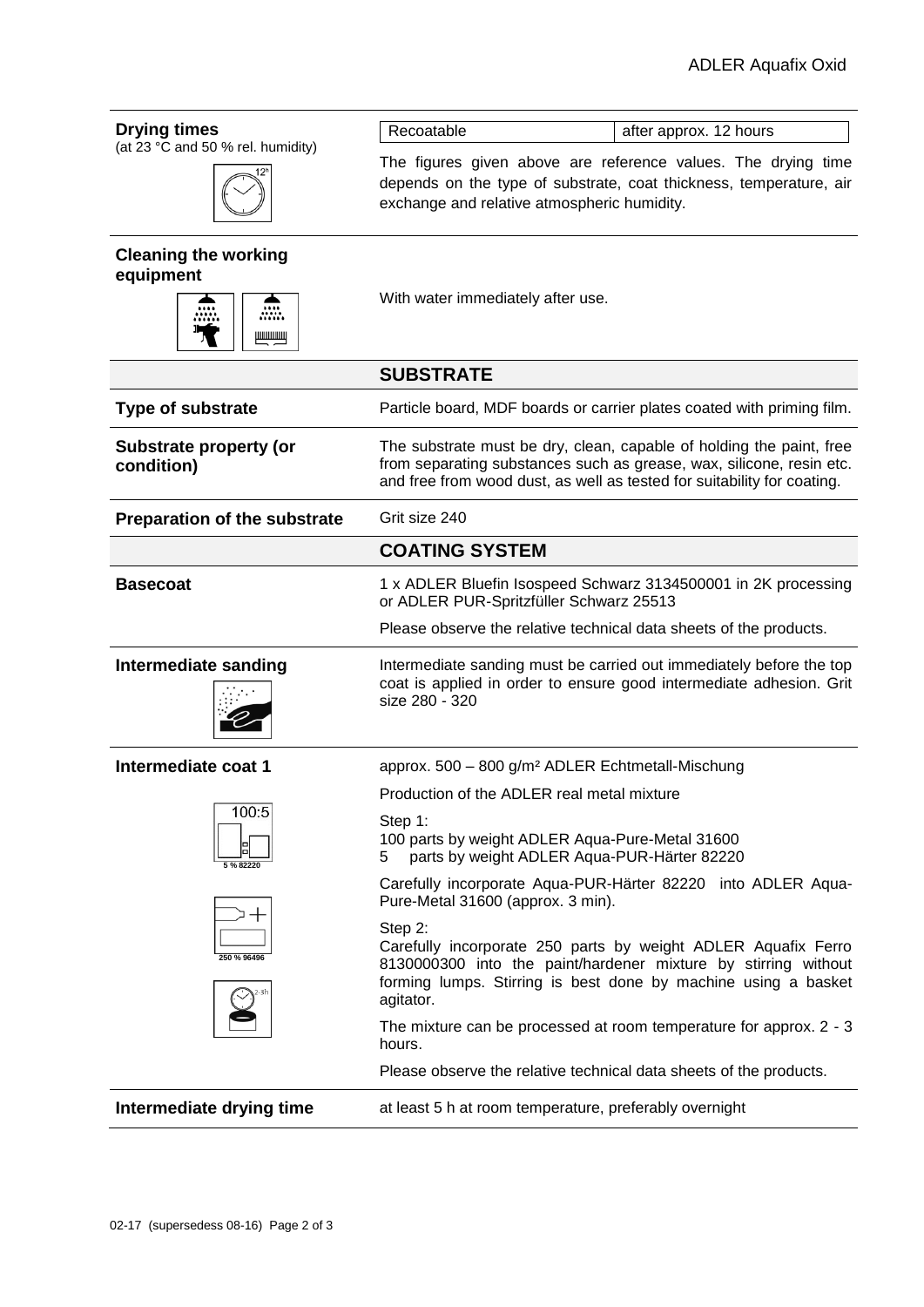**Drying times**
(at 23 °C and 50 % rel. humidity)

| Recoatable | after approx. 12 hours |
| --- | --- |

The figures given above are reference values. The drying time depends on the type of substrate, coat thickness, temperature, air exchange and relative atmospheric humidity.

**Cleaning the working equipment**

With water immediately after use.

## SUBSTRATE

**Type of substrate**

Particle board, MDF boards or carrier plates coated with priming film.

**Substrate property (or condition)**

The substrate must be dry, clean, capable of holding the paint, free from separating substances such as grease, wax, silicone, resin etc. and free from wood dust, as well as tested for suitability for coating.

**Preparation of the substrate**

Grit size 240

## COATING SYSTEM

**Basecoat**

1 x ADLER Bluefin Isospeed Schwarz 3134500001 in 2K processing or ADLER PUR-Spritzfüller Schwarz 25513

Please observe the relative technical data sheets of the products.

**Intermediate sanding**

Intermediate sanding must be carried out immediately before the top coat is applied in order to ensure good intermediate adhesion. Grit size 280 - 320

**Intermediate coat 1**

100:5
5 % 82220

250 % 96496

2-3h

approx. 500 – 800 g/m² ADLER Echtmetall-Mischung

Production of the ADLER real metal mixture

Step 1:
100 parts by weight ADLER Aqua-Pure-Metal 31600
5 parts by weight ADLER Aqua-PUR-Härter 82220

Carefully incorporate Aqua-PUR-Härter 82220 into ADLER Aqua-Pure-Metal 31600 (approx. 3 min).

Step 2:
Carefully incorporate 250 parts by weight ADLER Aquafix Ferro 8130000300 into the paint/hardener mixture by stirring without forming lumps. Stirring is best done by machine using a basket agitator.

The mixture can be processed at room temperature for approx. 2 - 3 hours.

Please observe the relative technical data sheets of the products.

**Intermediate drying time**

at least 5 h at room temperature, preferably overnight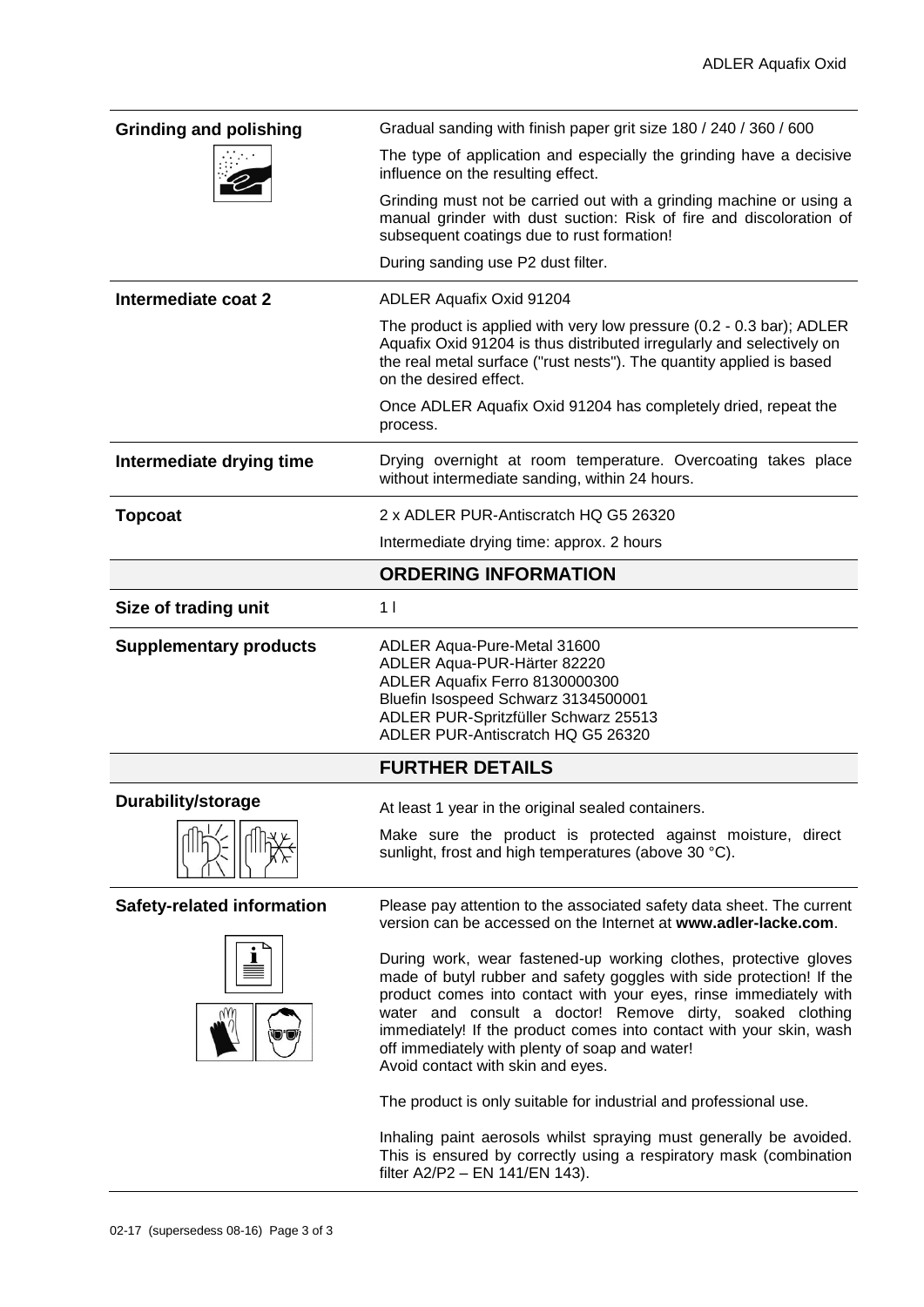| | |
|---|---|
| **Grinding and polishing** | Gradual sanding with finish paper grit size 180 / 240 / 360 / 600<br><br>The type of application and especially the grinding have a decisive influence on the resulting effect.<br><br>Grinding must not be carried out with a grinding machine or using a manual grinder with dust suction: Risk of fire and discoloration of subsequent coatings due to rust formation!<br><br>During sanding use P2 dust filter. |
| **Intermediate coat 2** | ADLER Aquafix Oxid 91204<br><br>The product is applied with very low pressure (0.2 - 0.3 bar); ADLER Aquafix Oxid 91204 is thus distributed irregularly and selectively on the real metal surface ("rust nests"). The quantity applied is based on the desired effect.<br><br>Once ADLER Aquafix Oxid 91204 has completely dried, repeat the process. |
| **Intermediate drying time** | Drying overnight at room temperature. Overcoating takes place without intermediate sanding, within 24 hours. |
| **Topcoat** | 2 x ADLER PUR-Antiscratch HQ G5 26320<br><br>Intermediate drying time: approx. 2 hours |

## ORDERING INFORMATION

| | |
|---|---|
| **Size of trading unit** | 1 l |
| **Supplementary products** | ADLER Aqua-Pure-Metal 31600<br>ADLER Aqua-PUR-Härter 82220<br>ADLER Aquafix Ferro 8130000300<br>Bluefin Isospeed Schwarz 3134500001<br>ADLER PUR-Spritzfüller Schwarz 25513<br>ADLER PUR-Antiscratch HQ G5 26320 |

## FURTHER DETAILS

| | |
|---|---|
| **Durability/storage** | At least 1 year in the original sealed containers.<br><br>Make sure the product is protected against moisture, direct sunlight, frost and high temperatures (above 30 °C). |
| **Safety-related information** | Please pay attention to the associated safety data sheet. The current version can be accessed on the Internet at **www.adler-lacke.com**.<br><br>During work, wear fastened-up working clothes, protective gloves made of butyl rubber and safety goggles with side protection! If the product comes into contact with your eyes, rinse immediately with water and consult a doctor! Remove dirty, soaked clothing immediately! If the product comes into contact with your skin, wash off immediately with plenty of soap and water!<br>Avoid contact with skin and eyes.<br><br>The product is only suitable for industrial and professional use.<br><br>Inhaling paint aerosols whilst spraying must generally be avoided. This is ensured by correctly using a respiratory mask (combination filter A2/P2 – EN 141/EN 143). |

02-17 (supersedess 08-16)